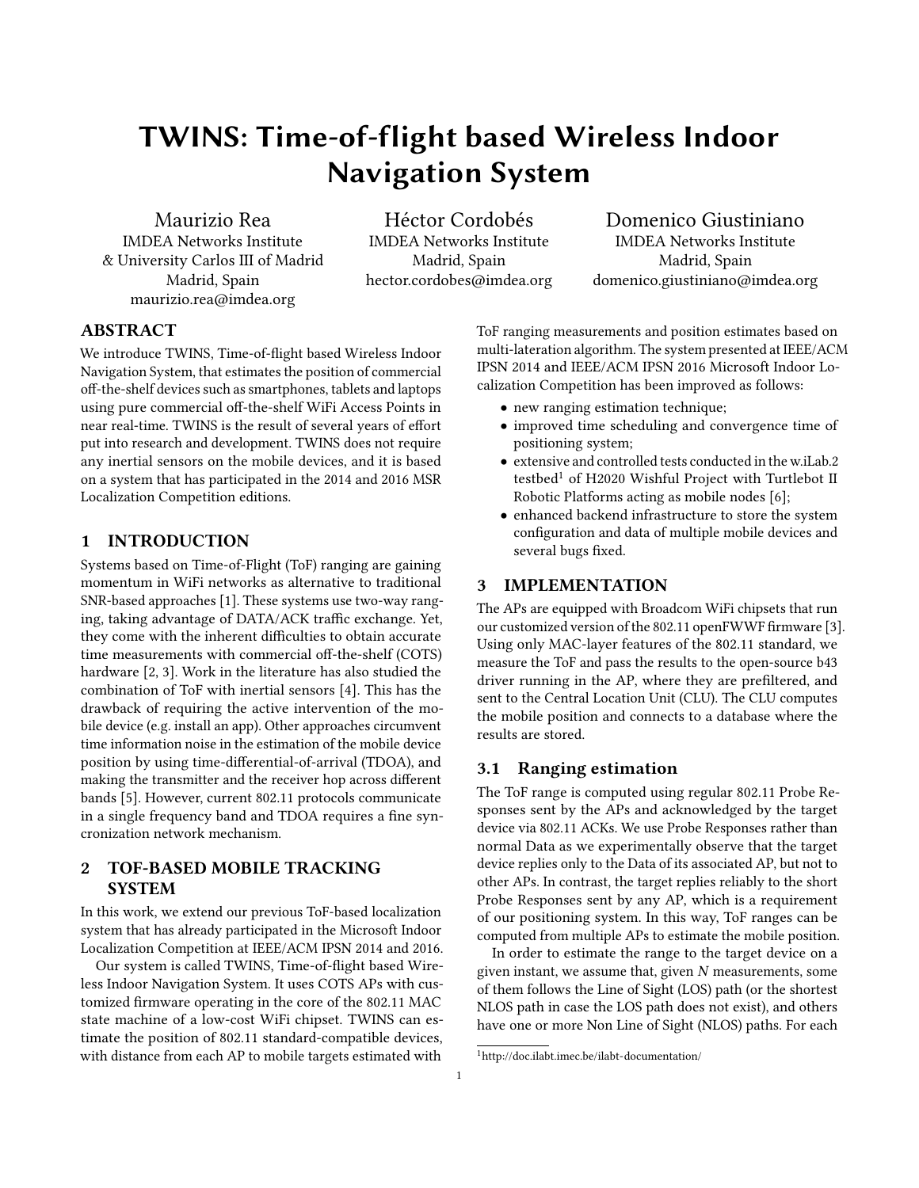# TWINS: Time-of-flight based Wireless Indoor Navigation System

Maurizio Rea
IMDEA Networks Institute
& University Carlos III of Madrid
Madrid, Spain
maurizio.rea@imdea.org

Héctor Cordobés
IMDEA Networks Institute
Madrid, Spain
hector.cordobes@imdea.org

Domenico Giustiniano
IMDEA Networks Institute
Madrid, Spain
domenico.giustiniano@imdea.org

## ABSTRACT

We introduce TWINS, Time-of-flight based Wireless Indoor Navigation System, that estimates the position of commercial off-the-shelf devices such as smartphones, tablets and laptops using pure commercial off-the-shelf WiFi Access Points in near real-time. TWINS is the result of several years of effort put into research and development. TWINS does not require any inertial sensors on the mobile devices, and it is based on a system that has participated in the 2014 and 2016 MSR Localization Competition editions.

## 1 INTRODUCTION

Systems based on Time-of-Flight (ToF) ranging are gaining momentum in WiFi networks as alternative to traditional SNR-based approaches [1]. These systems use two-way ranging, taking advantage of DATA/ACK traffic exchange. Yet, they come with the inherent difficulties to obtain accurate time measurements with commercial off-the-shelf (COTS) hardware [2, 3]. Work in the literature has also studied the combination of ToF with inertial sensors [4]. This has the drawback of requiring the active intervention of the mobile device (e.g. install an app). Other approaches circumvent time information noise in the estimation of the mobile device position by using time-differential-of-arrival (TDOA), and making the transmitter and the receiver hop across different bands [5]. However, current 802.11 protocols communicate in a single frequency band and TDOA requires a fine syncronization network mechanism.

## 2 TOF-BASED MOBILE TRACKING SYSTEM

In this work, we extend our previous ToF-based localization system that has already participated in the Microsoft Indoor Localization Competition at IEEE/ACM IPSN 2014 and 2016.

Our system is called TWINS, Time-of-flight based Wireless Indoor Navigation System. It uses COTS APs with customized firmware operating in the core of the 802.11 MAC state machine of a low-cost WiFi chipset. TWINS can estimate the position of 802.11 standard-compatible devices, with distance from each AP to mobile targets estimated with ToF ranging measurements and position estimates based on multi-lateration algorithm. The system presented at IEEE/ACM IPSN 2014 and IEEE/ACM IPSN 2016 Microsoft Indoor Localization Competition has been improved as follows:

- new ranging estimation technique;
- improved time scheduling and convergence time of positioning system;
- extensive and controlled tests conducted in the w.iLab.2 testbed[1] of H2020 Wishful Project with Turtlebot II Robotic Platforms acting as mobile nodes [6];
- enhanced backend infrastructure to store the system configuration and data of multiple mobile devices and several bugs fixed.

## 3 IMPLEMENTATION

The APs are equipped with Broadcom WiFi chipsets that run our customized version of the 802.11 openFWWF firmware [3]. Using only MAC-layer features of the 802.11 standard, we measure the ToF and pass the results to the open-source b43 driver running in the AP, where they are prefiltered, and sent to the Central Location Unit (CLU). The CLU computes the mobile position and connects to a database where the results are stored.

### 3.1 Ranging estimation

The ToF range is computed using regular 802.11 Probe Responses sent by the APs and acknowledged by the target device via 802.11 ACKs. We use Probe Responses rather than normal Data as we experimentally observe that the target device replies only to the Data of its associated AP, but not to other APs. In contrast, the target replies reliably to the short Probe Responses sent by any AP, which is a requirement of our positioning system. In this way, ToF ranges can be computed from multiple APs to estimate the mobile position.

In order to estimate the range to the target device on a given instant, we assume that, given $N$ measurements, some of them follows the Line of Sight (LOS) path (or the shortest NLOS path in case the LOS path does not exist), and others have one or more Non Line of Sight (NLOS) paths. For each

[1] http://doc.ilabt.imec.be/ilabt-documentation/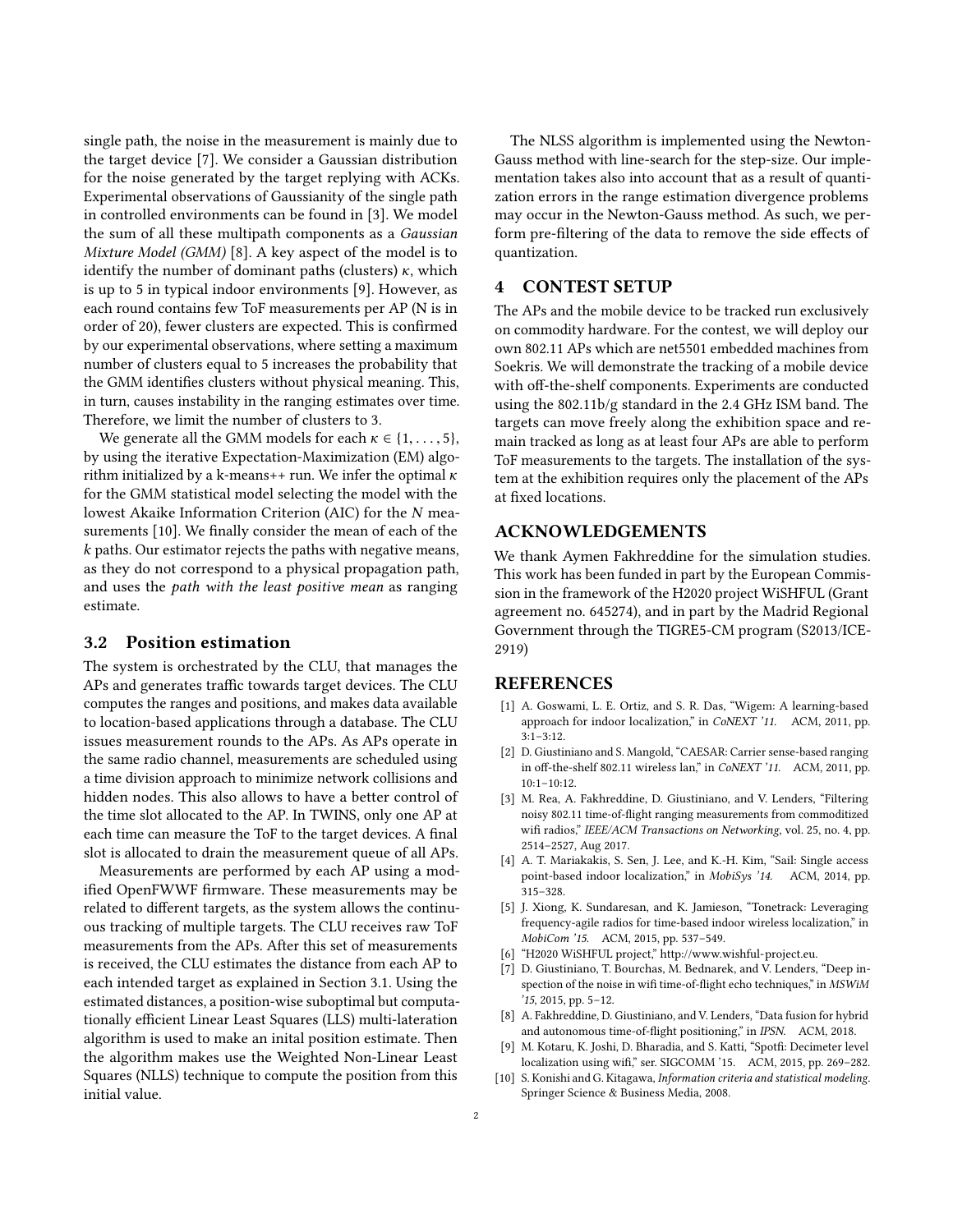single path, the noise in the measurement is mainly due to the target device [7]. We consider a Gaussian distribution for the noise generated by the target replying with ACKs. Experimental observations of Gaussianity of the single path in controlled environments can be found in [3]. We model the sum of all these multipath components as a *Gaussian Mixture Model (GMM)* [8]. A key aspect of the model is to identify the number of dominant paths (clusters) $\kappa$, which is up to 5 in typical indoor environments [9]. However, as each round contains few ToF measurements per AP (N is in order of 20), fewer clusters are expected. This is confirmed by our experimental observations, where setting a maximum number of clusters equal to 5 increases the probability that the GMM identifies clusters without physical meaning. This, in turn, causes instability in the ranging estimates over time. Therefore, we limit the number of clusters to 3.

We generate all the GMM models for each $\kappa \in \{1, \ldots, 5\}$, by using the iterative Expectation-Maximization (EM) algorithm initialized by a k-means++ run. We infer the optimal $\kappa$ for the GMM statistical model selecting the model with the lowest Akaike Information Criterion (AIC) for the $N$ measurements [10]. We finally consider the mean of each of the $k$ paths. Our estimator rejects the paths with negative means, as they do not correspond to a physical propagation path, and uses the *path with the least positive mean* as ranging estimate.

### 3.2 Position estimation

The system is orchestrated by the CLU, that manages the APs and generates traffic towards target devices. The CLU computes the ranges and positions, and makes data available to location-based applications through a database. The CLU issues measurement rounds to the APs. As APs operate in the same radio channel, measurements are scheduled using a time division approach to minimize network collisions and hidden nodes. This also allows to have a better control of the time slot allocated to the AP. In TWINS, only one AP at each time can measure the ToF to the target devices. A final slot is allocated to drain the measurement queue of all APs.

Measurements are performed by each AP using a modified OpenFWWF firmware. These measurements may be related to different targets, as the system allows the continuous tracking of multiple targets. The CLU receives raw ToF measurements from the APs. After this set of measurements is received, the CLU estimates the distance from each AP to each intended target as explained in Section 3.1. Using the estimated distances, a position-wise suboptimal but computationally efficient Linear Least Squares (LLS) multi-lateration algorithm is used to make an inital position estimate. Then the algorithm makes use the Weighted Non-Linear Least Squares (NLLS) technique to compute the position from this initial value.

The NLSS algorithm is implemented using the Newton-Gauss method with line-search for the step-size. Our implementation takes also into account that as a result of quantization errors in the range estimation divergence problems may occur in the Newton-Gauss method. As such, we perform pre-filtering of the data to remove the side effects of quantization.

## 4 CONTEST SETUP

The APs and the mobile device to be tracked run exclusively on commodity hardware. For the contest, we will deploy our own 802.11 APs which are net5501 embedded machines from Soekris. We will demonstrate the tracking of a mobile device with off-the-shelf components. Experiments are conducted using the 802.11b/g standard in the 2.4 GHz ISM band. The targets can move freely along the exhibition space and remain tracked as long as at least four APs are able to perform ToF measurements to the targets. The installation of the system at the exhibition requires only the placement of the APs at fixed locations.

## ACKNOWLEDGEMENTS

We thank Aymen Fakhreddine for the simulation studies. This work has been funded in part by the European Commission in the framework of the H2020 project WiSHFUL (Grant agreement no. 645274), and in part by the Madrid Regional Government through the TIGRE5-CM program (S2013/ICE-2919)

## REFERENCES

[1] A. Goswami, L. E. Ortiz, and S. R. Das, "Wigem: A learning-based approach for indoor localization," in *CoNEXT '11*. ACM, 2011, pp. 3:1–3:12.

[2] D. Giustiniano and S. Mangold, "CAESAR: Carrier sense-based ranging in off-the-shelf 802.11 wireless lan," in *CoNEXT '11*. ACM, 2011, pp. 10:1–10:12.

[3] M. Rea, A. Fakhreddine, D. Giustiniano, and V. Lenders, "Filtering noisy 802.11 time-of-flight ranging measurements from commoditized wifi radios," *IEEE/ACM Transactions on Networking*, vol. 25, no. 4, pp. 2514–2527, Aug 2017.

[4] A. T. Mariakakis, S. Sen, J. Lee, and K.-H. Kim, "Sail: Single access point-based indoor localization," in *MobiSys '14*. ACM, 2014, pp. 315–328.

[5] J. Xiong, K. Sundaresan, and K. Jamieson, "Tonetrack: Leveraging frequency-agile radios for time-based indoor wireless localization," in *MobiCom '15*. ACM, 2015, pp. 537–549.

[6] "H2020 WiSHFUL project," http://www.wishful-project.eu.

[7] D. Giustiniano, T. Bourchas, M. Bednarek, and V. Lenders, "Deep inspection of the noise in wifi time-of-flight echo techniques," in *MSWiM '15*, 2015, pp. 5–12.

[8] A. Fakhreddine, D. Giustiniano, and V. Lenders, "Data fusion for hybrid and autonomous time-of-flight positioning," in *IPSN*. ACM, 2018.

[9] M. Kotaru, K. Joshi, D. Bharadia, and S. Katti, "Spotfi: Decimeter level localization using wifi," ser. SIGCOMM '15. ACM, 2015, pp. 269–282.

[10] S. Konishi and G. Kitagawa, *Information criteria and statistical modeling*. Springer Science & Business Media, 2008.